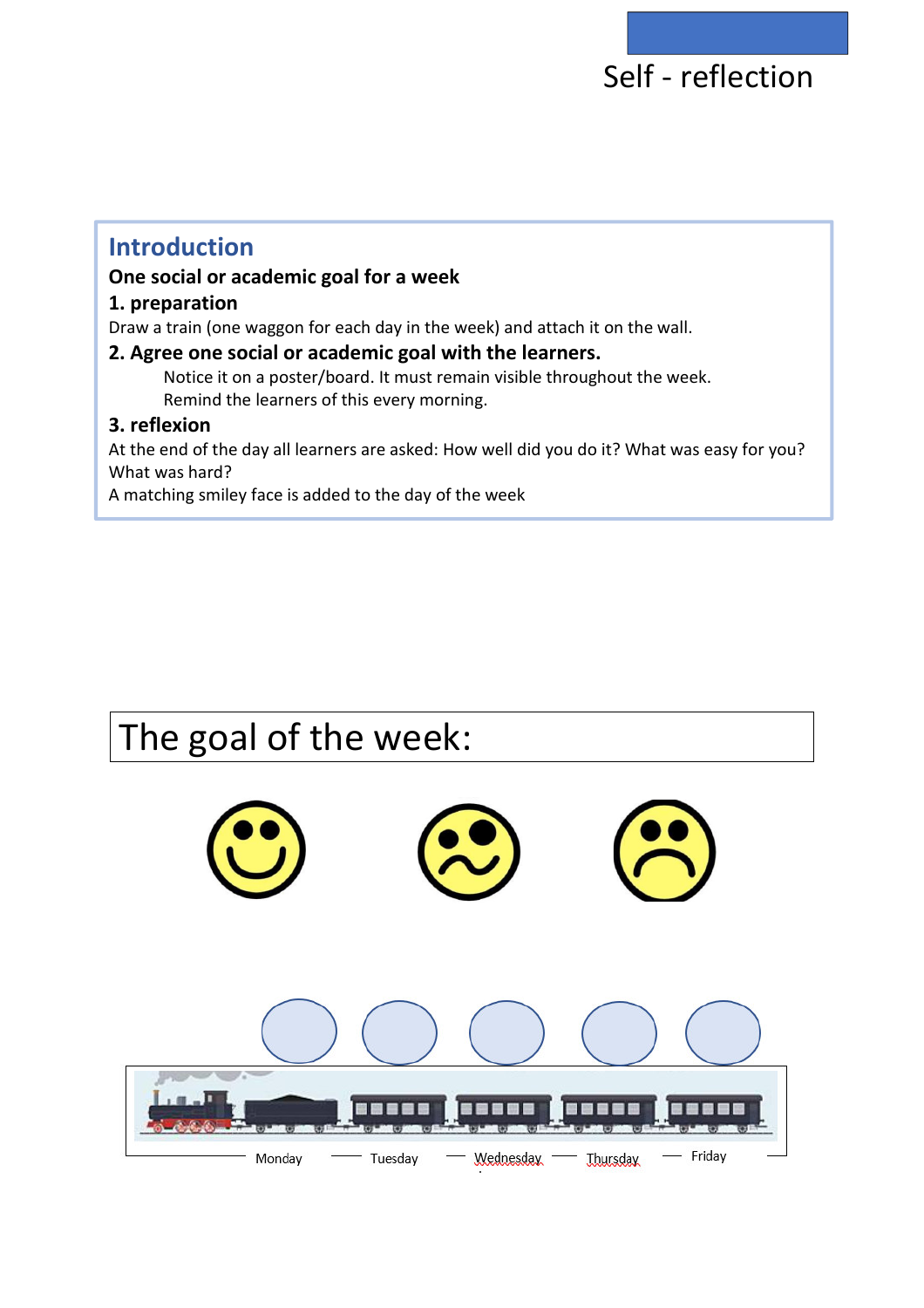# Self - reflection

## Introduction

**One social or academic goal for a week**

**1. preparation**

Draw a train (one waggon for each day in the week) and attach it on the wall.

**2. Agree one social or academic goal with the learners.**

Notice it on a poster/board. It must remain visible throughout the week.
Remind the learners of this every morning.

**3. reflexion**

At the end of the day all learners are asked: How well did you do it? What was easy for you? What was hard?

A matching smiley face is added to the day of the week

## The goal of the week:

Monday — Tuesday — Wednesday — Thursday — Friday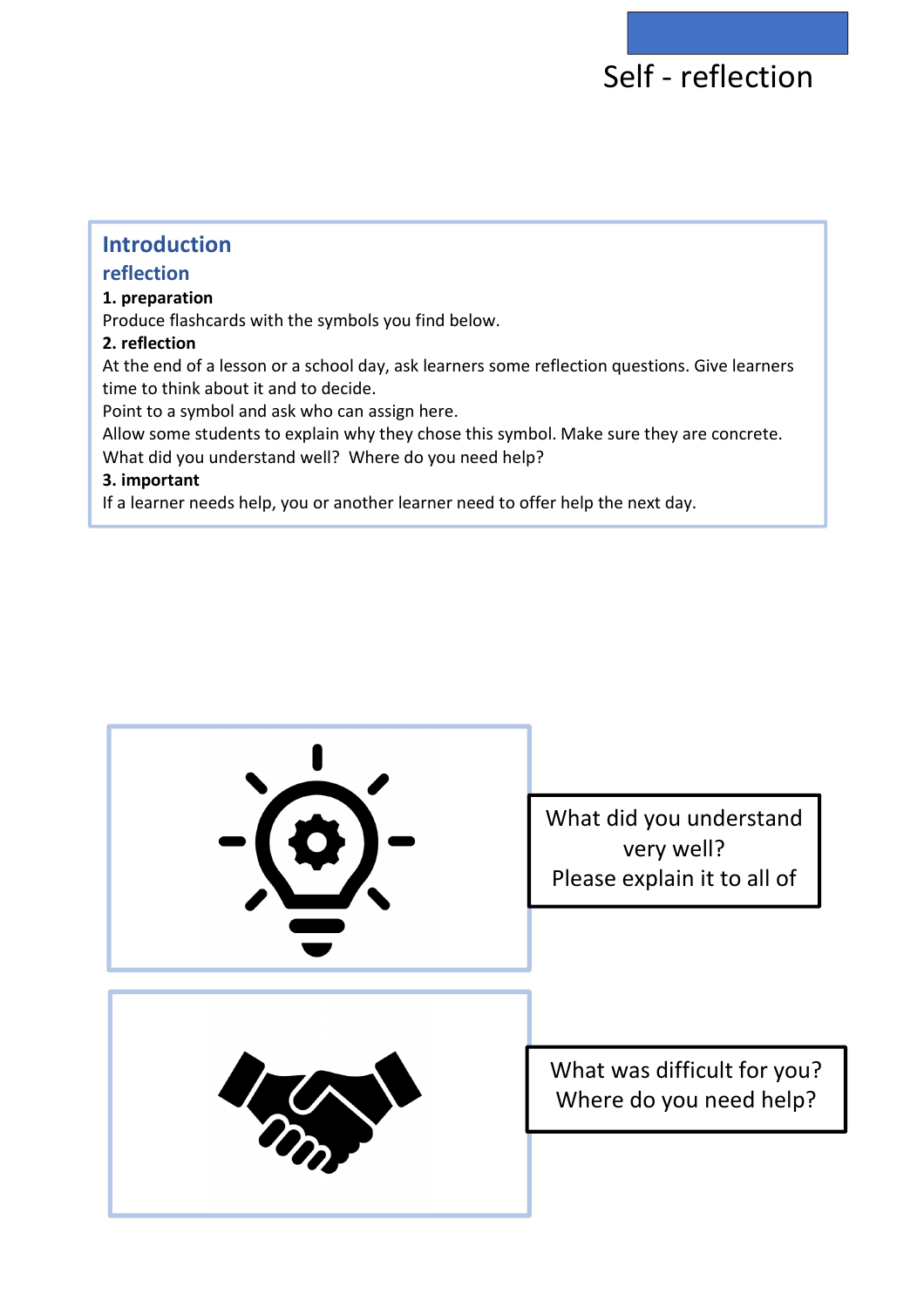# Self - reflection

## Introduction

### reflection

**1. preparation**

Produce flashcards with the symbols you find below.

**2. reflection**

At the end of a lesson or a school day, ask learners some reflection questions. Give learners time to think about it and to decide.

Point to a symbol and ask who can assign here.

Allow some students to explain why they chose this symbol. Make sure they are concrete.

What did you understand well? Where do you need help?

**3. important**

If a learner needs help, you or another learner need to offer help the next day.

What did you understand very well?
Please explain it to all of

What was difficult for you?
Where do you need help?